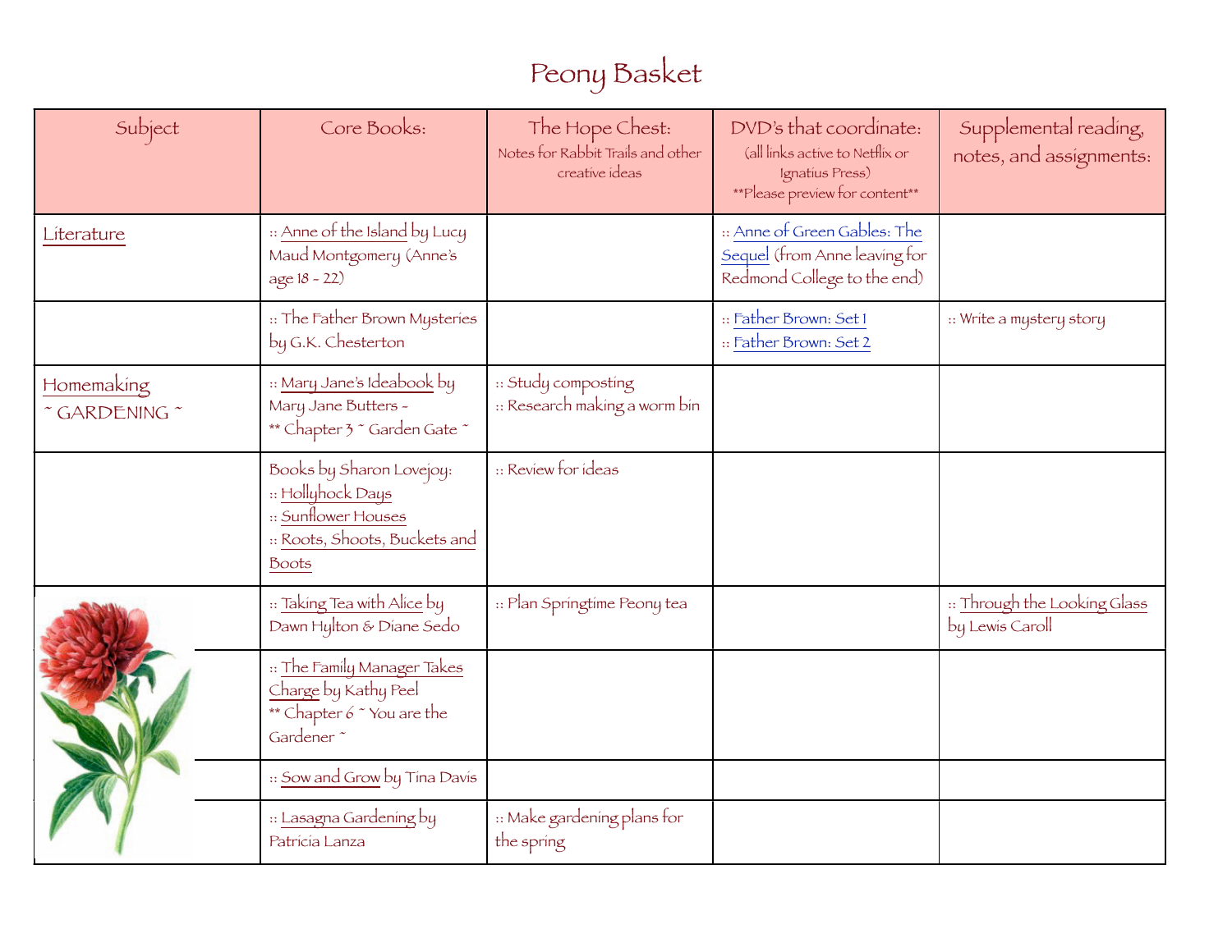# Peony Basket

| Subject | Core Books: | The Hope Chest: Notes for Rabbit Trails and other creative ideas | DVD's that coordinate: (all links active to Netflix or Ignatius Press) **Please preview for content** | Supplemental reading, notes, and assignments: |
|---|---|---|---|---|
| Literature | :: Anne of the Island by Lucy Maud Montgomery (Anne's age 18 - 22) | | :: Anne of Green Gables: The Sequel (from Anne leaving for Redmond College to the end) | |
| | :: The Father Brown Mysteries by G.K. Chesterton | | :: Father Brown: Set 1<br>:: Father Brown: Set 2 | :: Write a mystery story |
| Homemaking ~ GARDENING ~ | :: Mary Jane's Ideabook by Mary Jane Butters - ** Chapter 3 ~ Garden Gate ~ | :: Study composting<br>:: Research making a worm bin | | |
| | Books by Sharon Lovejoy:<br>:: Hollyhock Days<br>:: Sunflower Houses<br>:: Roots, Shoots, Buckets and Boots | :: Review for ideas | | |
| | :: Taking Tea with Alice by Dawn Hylton & Diane Sedo | :: Plan Springtime Peony tea | | :: Through the Looking Glass by Lewis Caroll |
| | :: The Family Manager Takes Charge by Kathy Peel ** Chapter 6 ~ You are the Gardener ~ | | | |
| | :: Sow and Grow by Tina Davis | | | |
| | :: Lasagna Gardening by Patricia Lanza | :: Make gardening plans for the spring | | |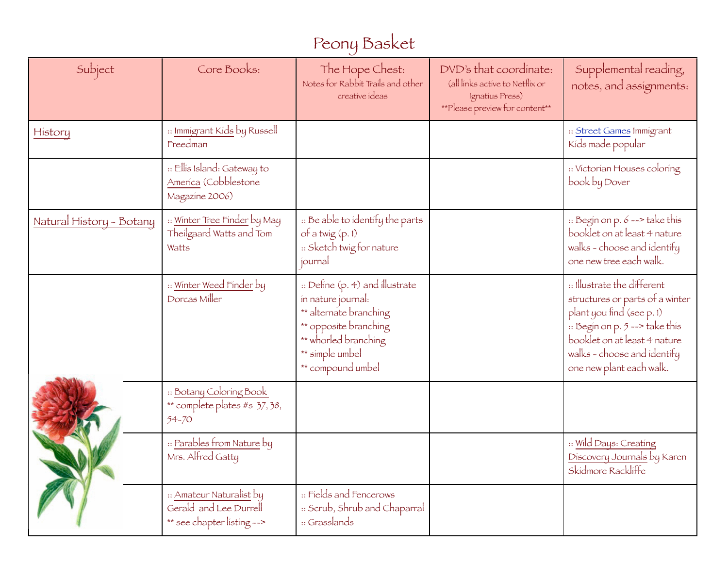# Peony Basket

| Subject | Core Books: | The Hope Chest: Notes for Rabbit Trails and other creative ideas | DVD's that coordinate: (all links active to Netflix or Ignatius Press) **Please preview for content** | Supplemental reading, notes, and assignments: |
|---|---|---|---|---|
| History | :: Immigrant Kids by Russell Freedman | | | :: Street Games Immigrant Kids made popular |
| | :: Ellis Island: Gateway to America (Cobblestone Magazine 2006) | | | :: Victorian Houses coloring book by Dover |
| Natural History - Botany | :: Winter Tree Finder by May Theilgaard Watts and Tom Watts | :: Be able to identify the parts of a twig (p. 1)<br>:: Sketch twig for nature journal | | :: Begin on p. 6 --> take this booklet on at least 4 nature walks - choose and identify one new tree each walk. |
| | :: Winter Weed Finder by Dorcas Miller | :: Define (p. 4) and illustrate in nature journal:<br>** alternate branching<br>** opposite branching<br>** whorled branching<br>** simple umbel<br>** compound umbel | | :: Illustrate the different structures or parts of a winter plant you find (see p. 1)<br>:: Begin on p. 5 --> take this booklet on at least 4 nature walks - choose and identify one new plant each walk. |
| | :: Botany Coloring Book<br>** complete plates #s 37, 38, 54-70 | | | |
| | :: Parables from Nature by Mrs. Alfred Gatty | | | :: Wild Days: Creating Discovery Journals by Karen Skidmore Rackliffe |
| | :: Amateur Naturalist by Gerald and Lee Durrell<br>** see chapter listing --> | :: Fields and Fencerows<br>:: Scrub, Shrub and Chaparral<br>:: Grasslands | | |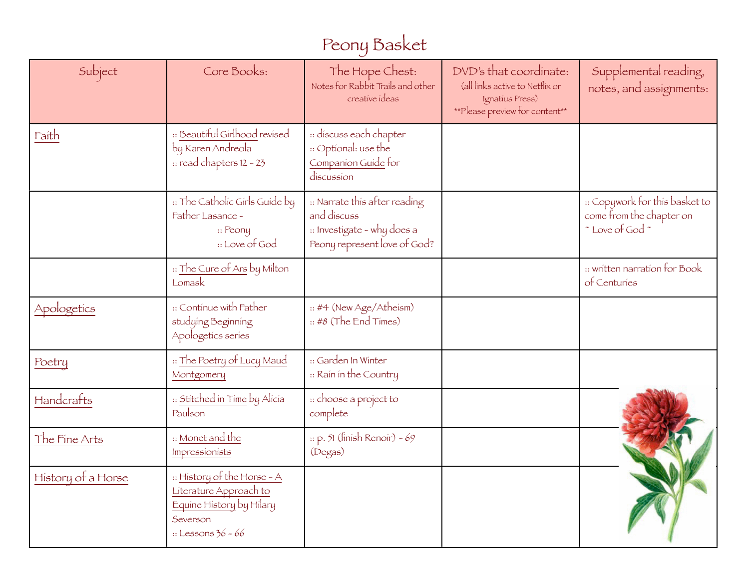# Peony Basket

| Subject | Core Books: | The Hope Chest: Notes for Rabbit Trails and other creative ideas | DVD's that coordinate: (all links active to Netflix or Ignatius Press) **Please preview for content** | Supplemental reading, notes, and assignments: |
|---|---|---|---|---|
| Faith | :: Beautiful Girlhood revised by Karen Andreola<br>:: read chapters 12 - 23 | :: discuss each chapter<br>:: Optional: use the Companion Guide for discussion | | |
| | :: The Catholic Girls Guide by Father Lasance -<br>:: Peony<br>:: Love of God | :: Narrate this after reading and discuss<br>:: Investigate - why does a Peony represent love of God? | | :: Copywork for this basket to come from the chapter on ~ Love of God ~ |
| | :: The Cure of Ars by Milton Lomask | | | :: written narration for Book of Centuries |
| Apologetics | :: Continue with Father studying Beginning Apologetics series | :: #4 (New Age/Atheism)<br>:: #8 (The End Times) | | |
| Poetry | :: The Poetry of Lucy Maud Montgomery | :: Garden In Winter<br>:: Rain in the Country | | |
| Handcrafts | :: Stitched in Time by Alicia Paulson | :: choose a project to complete | | |
| The Fine Arts | :: Monet and the Impressionists | :: p. 51 (finish Renoir) - 69 (Degas) | | |
| History of a Horse | :: History of the Horse - A Literature Approach to Equine History by Hilary Severson<br>:: Lessons 36 - 66 | | | |